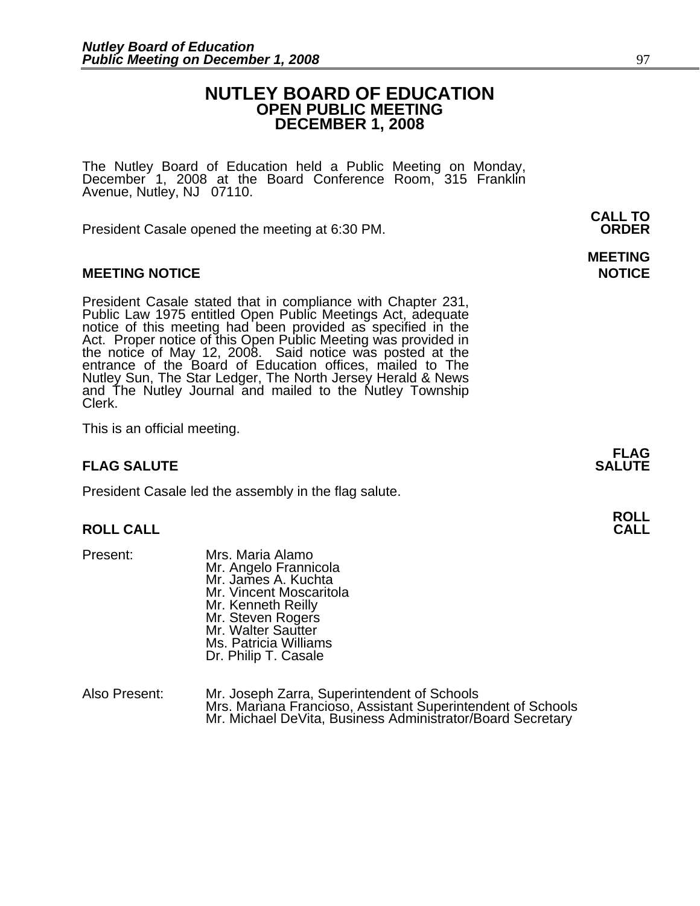# NUTLEY BOARD OF EDUCATION
## OPEN PUBLIC MEETING
## DECEMBER 1, 2008

The Nutley Board of Education held a Public Meeting on Monday, December 1, 2008 at the Board Conference Room, 315 Franklin Avenue, Nutley, NJ 07110.

**CALL TO ORDER**

President Casale opened the meeting at 6:30 PM.

**MEETING NOTICE**

President Casale stated that in compliance with Chapter 231, Public Law 1975 entitled Open Public Meetings Act, adequate notice of this meeting had been provided as specified in the Act. Proper notice of this Open Public Meeting was provided in the notice of May 12, 2008. Said notice was posted at the entrance of the Board of Education offices, mailed to The Nutley Sun, The Star Ledger, The North Jersey Herald & News and The Nutley Journal and mailed to the Nutley Township Clerk.

This is an official meeting.

**FLAG SALUTE**

President Casale led the assembly in the flag salute.

**ROLL CALL**

Present:
- Mrs. Maria Alamo
- Mr. Angelo Frannicola
- Mr. James A. Kuchta
- Mr. Vincent Moscaritola
- Mr. Kenneth Reilly
- Mr. Steven Rogers
- Mr. Walter Sautter
- Ms. Patricia Williams
- Dr. Philip T. Casale

Also Present:
- Mr. Joseph Zarra, Superintendent of Schools
- Mrs. Mariana Francioso, Assistant Superintendent of Schools
- Mr. Michael DeVita, Business Administrator/Board Secretary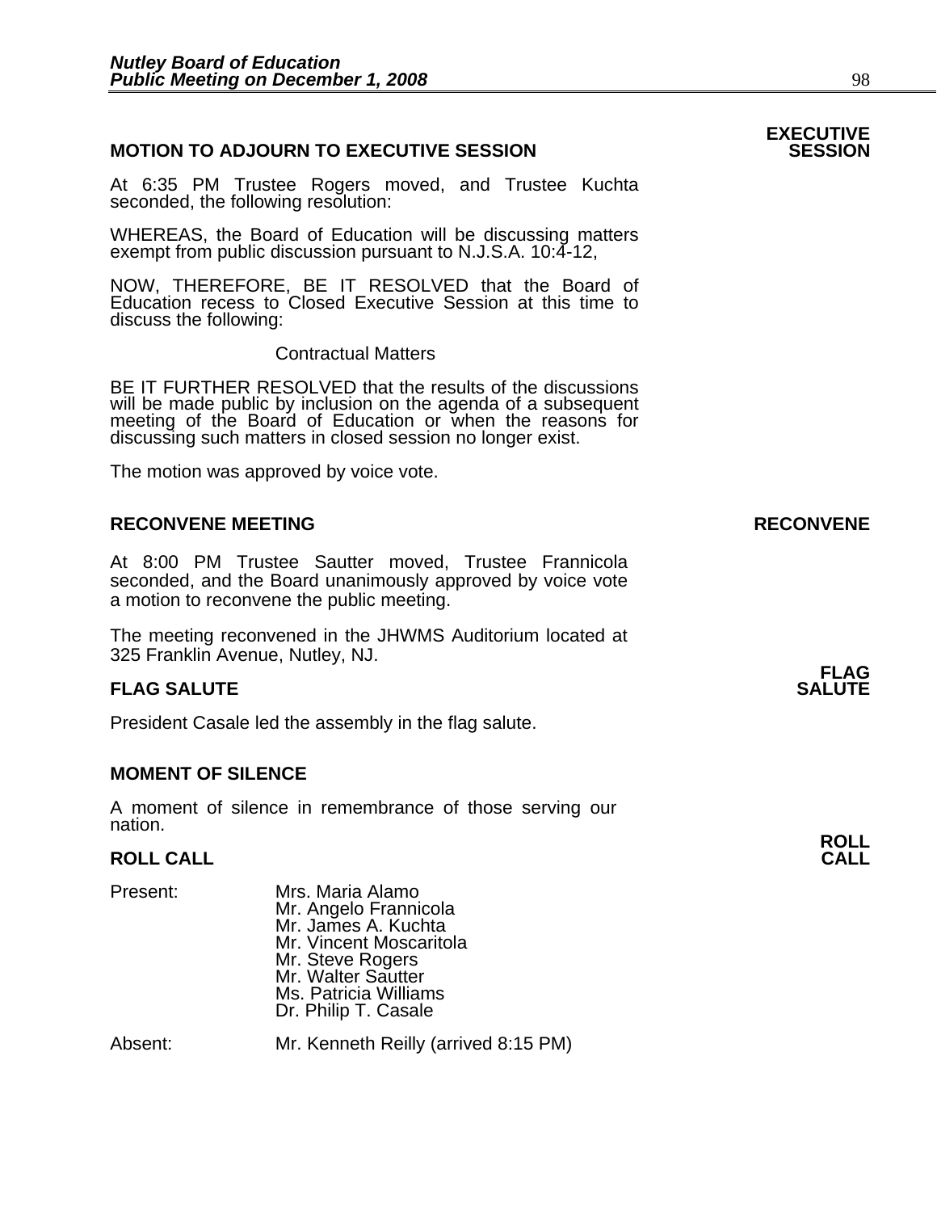## MOTION TO ADJOURN TO EXECUTIVE SESSION

**EXECUTIVE SESSION**

At 6:35 PM Trustee Rogers moved, and Trustee Kuchta seconded, the following resolution:

WHEREAS, the Board of Education will be discussing matters exempt from public discussion pursuant to N.J.S.A. 10:4-12,

NOW, THEREFORE, BE IT RESOLVED that the Board of Education recess to Closed Executive Session at this time to discuss the following:

Contractual Matters

BE IT FURTHER RESOLVED that the results of the discussions will be made public by inclusion on the agenda of a subsequent meeting of the Board of Education or when the reasons for discussing such matters in closed session no longer exist.

The motion was approved by voice vote.

## RECONVENE MEETING

**RECONVENE**

At 8:00 PM Trustee Sautter moved, Trustee Frannicola seconded, and the Board unanimously approved by voice vote a motion to reconvene the public meeting.

The meeting reconvened in the JHWMS Auditorium located at 325 Franklin Avenue, Nutley, NJ.

## FLAG SALUTE

**FLAG SALUTE**

President Casale led the assembly in the flag salute.

## MOMENT OF SILENCE

A moment of silence in remembrance of those serving our nation.

## ROLL CALL

**ROLL CALL**

Present:
- Mrs. Maria Alamo
- Mr. Angelo Frannicola
- Mr. James A. Kuchta
- Mr. Vincent Moscaritola
- Mr. Steve Rogers
- Mr. Walter Sautter
- Ms. Patricia Williams
- Dr. Philip T. Casale

Absent: Mr. Kenneth Reilly (arrived 8:15 PM)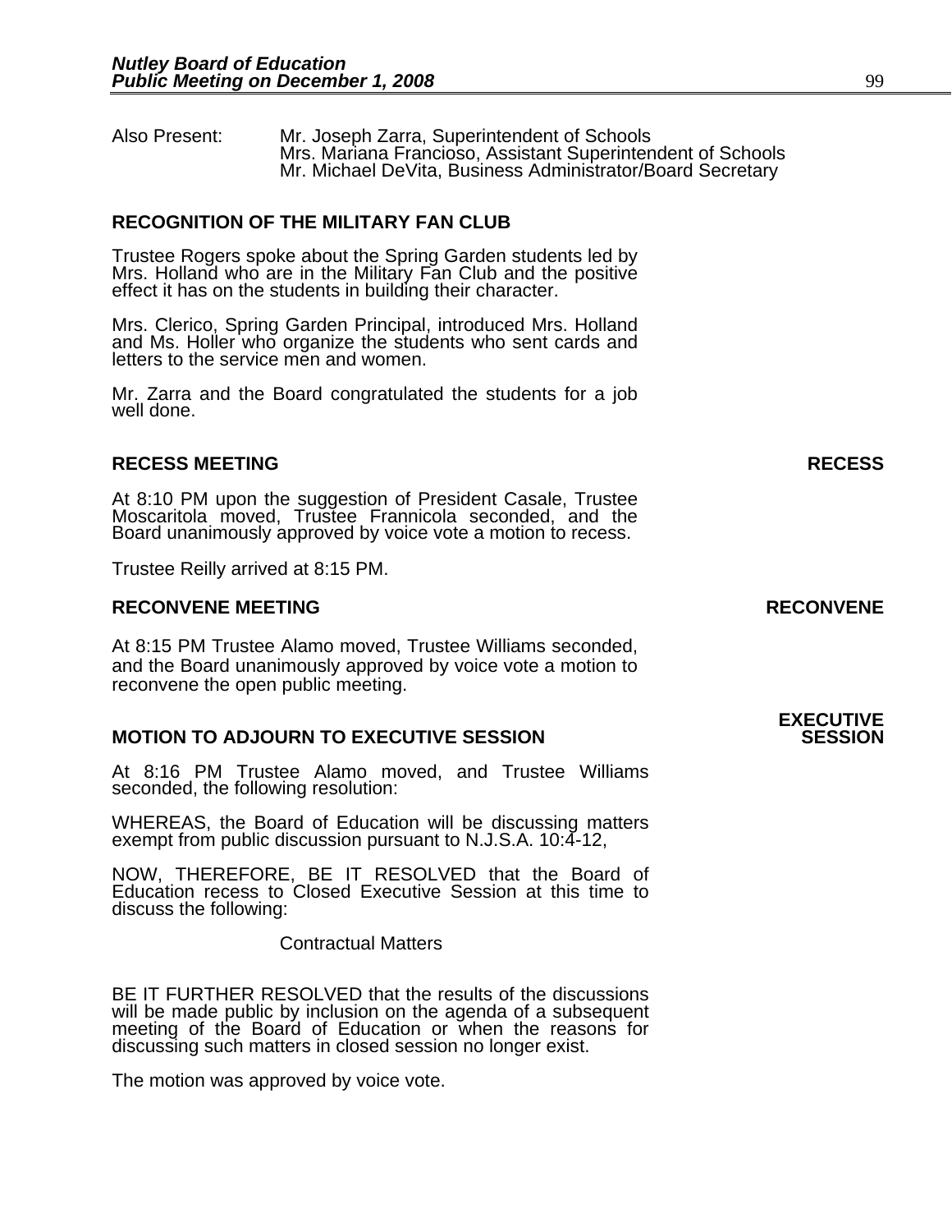Also Present: Mr. Joseph Zarra, Superintendent of Schools
Mrs. Mariana Francioso, Assistant Superintendent of Schools
Mr. Michael DeVita, Business Administrator/Board Secretary

**RECOGNITION OF THE MILITARY FAN CLUB**

Trustee Rogers spoke about the Spring Garden students led by Mrs. Holland who are in the Military Fan Club and the positive effect it has on the students in building their character.

Mrs. Clerico, Spring Garden Principal, introduced Mrs. Holland and Ms. Holler who organize the students who sent cards and letters to the service men and women.

Mr. Zarra and the Board congratulated the students for a job well done.

**RECESS MEETING** **RECESS**

At 8:10 PM upon the suggestion of President Casale, Trustee Moscaritola moved, Trustee Frannicola seconded, and the Board unanimously approved by voice vote a motion to recess.

Trustee Reilly arrived at 8:15 PM.

**RECONVENE MEETING** **RECONVENE**

At 8:15 PM Trustee Alamo moved, Trustee Williams seconded, and the Board unanimously approved by voice vote a motion to reconvene the open public meeting.

**MOTION TO ADJOURN TO EXECUTIVE SESSION** **EXECUTIVE SESSION**

At 8:16 PM Trustee Alamo moved, and Trustee Williams seconded, the following resolution:

WHEREAS, the Board of Education will be discussing matters exempt from public discussion pursuant to N.J.S.A. 10:4-12,

NOW, THEREFORE, BE IT RESOLVED that the Board of Education recess to Closed Executive Session at this time to discuss the following:

Contractual Matters

BE IT FURTHER RESOLVED that the results of the discussions will be made public by inclusion on the agenda of a subsequent meeting of the Board of Education or when the reasons for discussing such matters in closed session no longer exist.

The motion was approved by voice vote.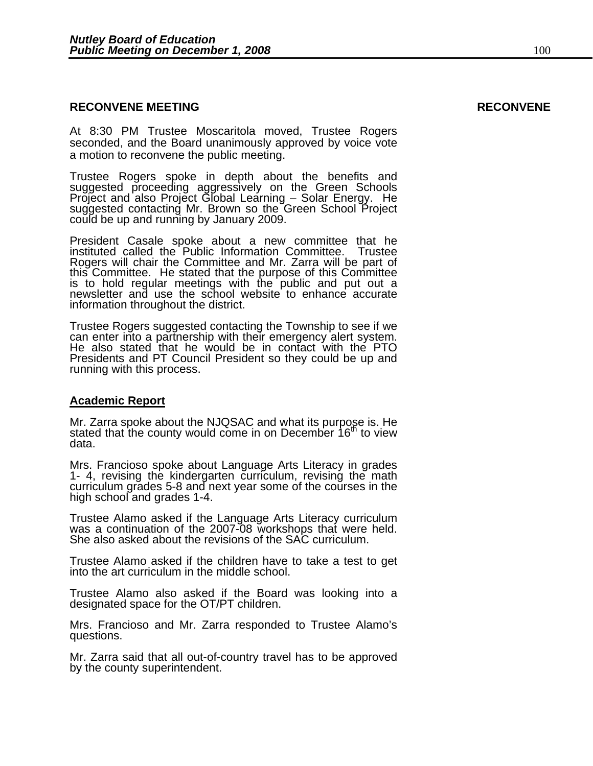## RECONVENE MEETING

**RECONVENE**

At 8:30 PM Trustee Moscaritola moved, Trustee Rogers seconded, and the Board unanimously approved by voice vote a motion to reconvene the public meeting.

Trustee Rogers spoke in depth about the benefits and suggested proceeding aggressively on the Green Schools Project and also Project Global Learning – Solar Energy. He suggested contacting Mr. Brown so the Green School Project could be up and running by January 2009.

President Casale spoke about a new committee that he instituted called the Public Information Committee. Trustee Rogers will chair the Committee and Mr. Zarra will be part of this Committee. He stated that the purpose of this Committee is to hold regular meetings with the public and put out a newsletter and use the school website to enhance accurate information throughout the district.

Trustee Rogers suggested contacting the Township to see if we can enter into a partnership with their emergency alert system. He also stated that he would be in contact with the PTO Presidents and PT Council President so they could be up and running with this process.

### Academic Report

Mr. Zarra spoke about the NJQSAC and what its purpose is. He stated that the county would come in on December 16th to view data.

Mrs. Francioso spoke about Language Arts Literacy in grades 1- 4, revising the kindergarten curriculum, revising the math curriculum grades 5-8 and next year some of the courses in the high school and grades 1-4.

Trustee Alamo asked if the Language Arts Literacy curriculum was a continuation of the 2007-08 workshops that were held. She also asked about the revisions of the SAC curriculum.

Trustee Alamo asked if the children have to take a test to get into the art curriculum in the middle school.

Trustee Alamo also asked if the Board was looking into a designated space for the OT/PT children.

Mrs. Francioso and Mr. Zarra responded to Trustee Alamo's questions.

Mr. Zarra said that all out-of-country travel has to be approved by the county superintendent.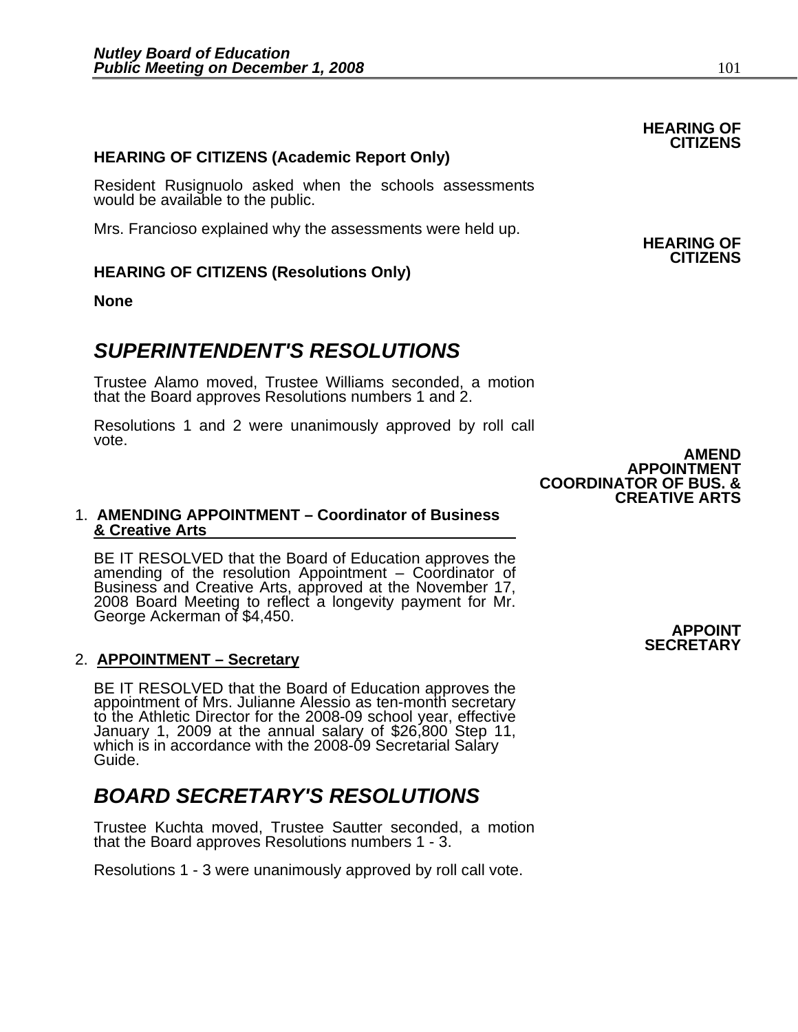**HEARING OF CITIZENS**

**HEARING OF CITIZENS (Academic Report Only)**

Resident Rusignuolo asked when the schools assessments would be available to the public.

Mrs. Francioso explained why the assessments were held up.

**HEARING OF CITIZENS**

**HEARING OF CITIZENS (Resolutions Only)**

**None**

## *SUPERINTENDENT'S RESOLUTIONS*

Trustee Alamo moved, Trustee Williams seconded, a motion that the Board approves Resolutions numbers 1 and 2.

Resolutions 1 and 2 were unanimously approved by roll call vote.

**AMEND APPOINTMENT COORDINATOR OF BUS. & CREATIVE ARTS**

1. **AMENDING APPOINTMENT – Coordinator of Business & Creative Arts**

   BE IT RESOLVED that the Board of Education approves the amending of the resolution Appointment – Coordinator of Business and Creative Arts, approved at the November 17, 2008 Board Meeting to reflect a longevity payment for Mr. George Ackerman of $4,450.

**APPOINT SECRETARY**

2. **APPOINTMENT – Secretary**

   BE IT RESOLVED that the Board of Education approves the appointment of Mrs. Julianne Alessio as ten-month secretary to the Athletic Director for the 2008-09 school year, effective January 1, 2009 at the annual salary of $26,800 Step 11, which is in accordance with the 2008-09 Secretarial Salary Guide.

## *BOARD SECRETARY'S RESOLUTIONS*

Trustee Kuchta moved, Trustee Sautter seconded, a motion that the Board approves Resolutions numbers 1 - 3.

Resolutions 1 - 3 were unanimously approved by roll call vote.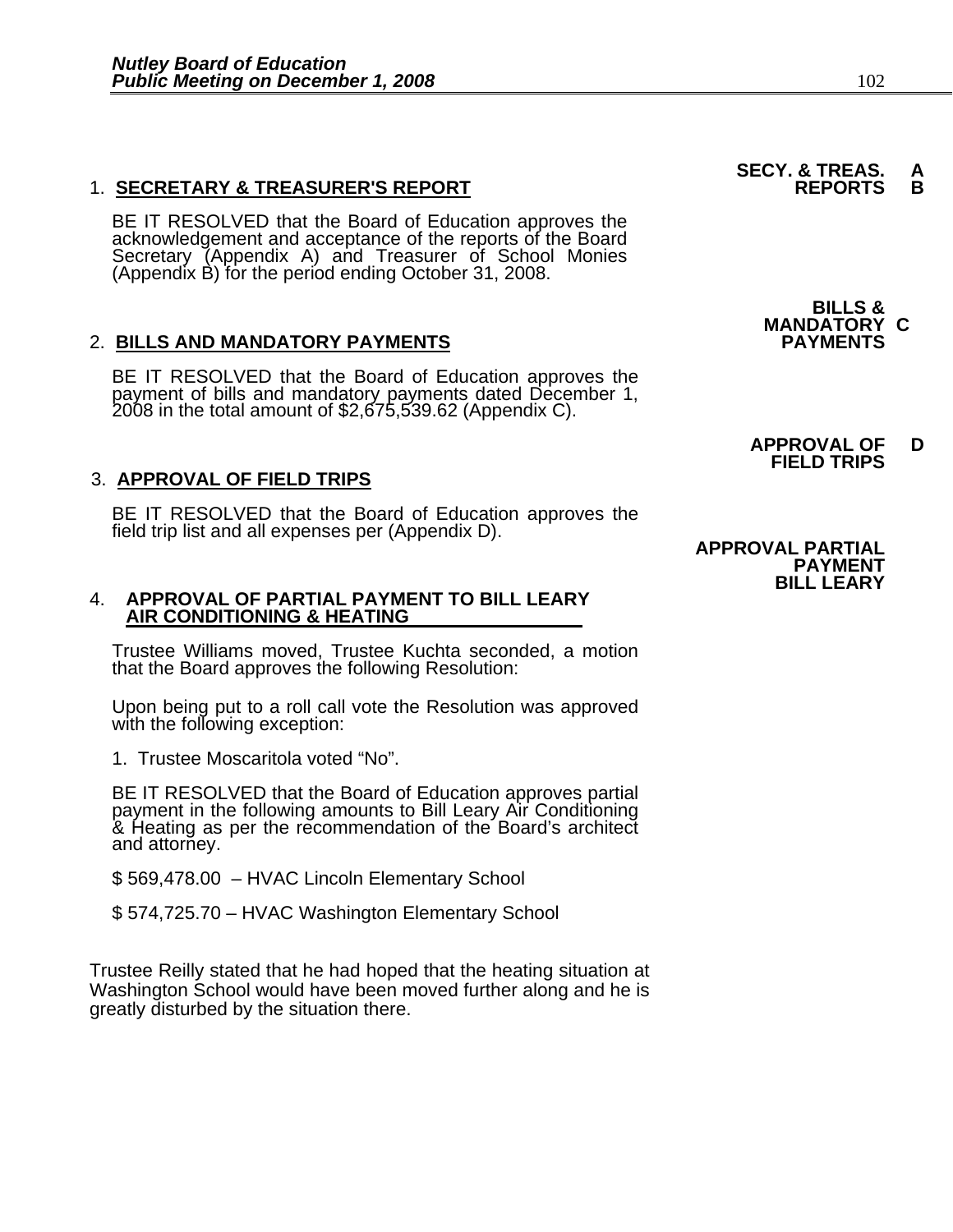**SECY. & TREAS. REPORTS A B**

1. **SECRETARY & TREASURER'S REPORT**

BE IT RESOLVED that the Board of Education approves the acknowledgement and acceptance of the reports of the Board Secretary (Appendix A) and Treasurer of School Monies (Appendix B) for the period ending October 31, 2008.

**BILLS & MANDATORY PAYMENTS C**

2. **BILLS AND MANDATORY PAYMENTS**

BE IT RESOLVED that the Board of Education approves the payment of bills and mandatory payments dated December 1, 2008 in the total amount of $2,675,539.62 (Appendix C).

**APPROVAL OF FIELD TRIPS D**

3. **APPROVAL OF FIELD TRIPS**

BE IT RESOLVED that the Board of Education approves the field trip list and all expenses per (Appendix D).

**APPROVAL PARTIAL PAYMENT BILL LEARY**

4. **APPROVAL OF PARTIAL PAYMENT TO BILL LEARY AIR CONDITIONING & HEATING**

Trustee Williams moved, Trustee Kuchta seconded, a motion that the Board approves the following Resolution:

Upon being put to a roll call vote the Resolution was approved with the following exception:

1. Trustee Moscaritola voted "No".

BE IT RESOLVED that the Board of Education approves partial payment in the following amounts to Bill Leary Air Conditioning & Heating as per the recommendation of the Board's architect and attorney.

$ 569,478.00 – HVAC Lincoln Elementary School

$ 574,725.70 – HVAC Washington Elementary School

Trustee Reilly stated that he had hoped that the heating situation at Washington School would have been moved further along and he is greatly disturbed by the situation there.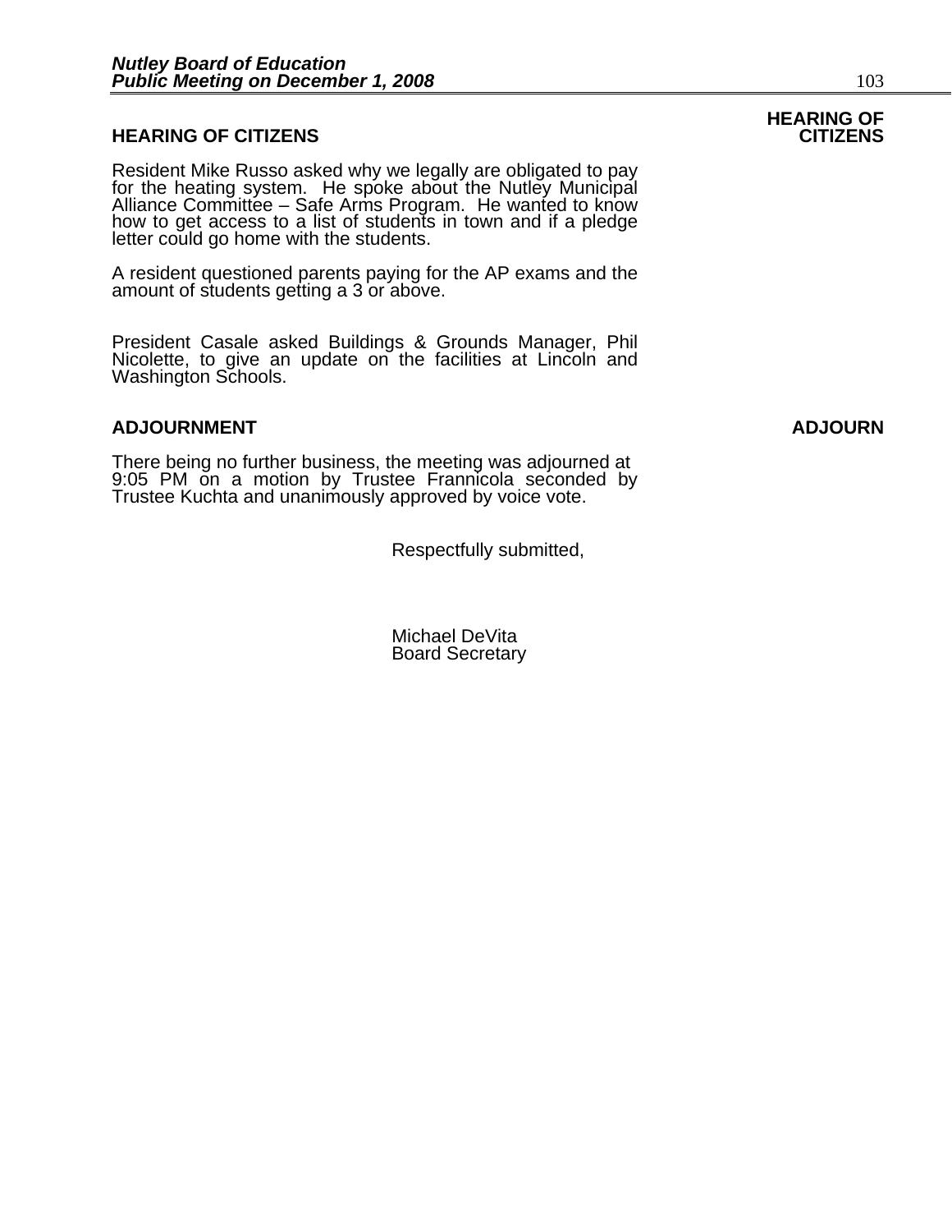## HEARING OF CITIZENS

**HEARING OF CITIZENS**

Resident Mike Russo asked why we legally are obligated to pay for the heating system. He spoke about the Nutley Municipal Alliance Committee – Safe Arms Program. He wanted to know how to get access to a list of students in town and if a pledge letter could go home with the students.

A resident questioned parents paying for the AP exams and the amount of students getting a 3 or above.

President Casale asked Buildings & Grounds Manager, Phil Nicolette, to give an update on the facilities at Lincoln and Washington Schools.

## ADJOURNMENT

**ADJOURN**

There being no further business, the meeting was adjourned at 9:05 PM on a motion by Trustee Frannicola seconded by Trustee Kuchta and unanimously approved by voice vote.

Respectfully submitted,

Michael DeVita
Board Secretary